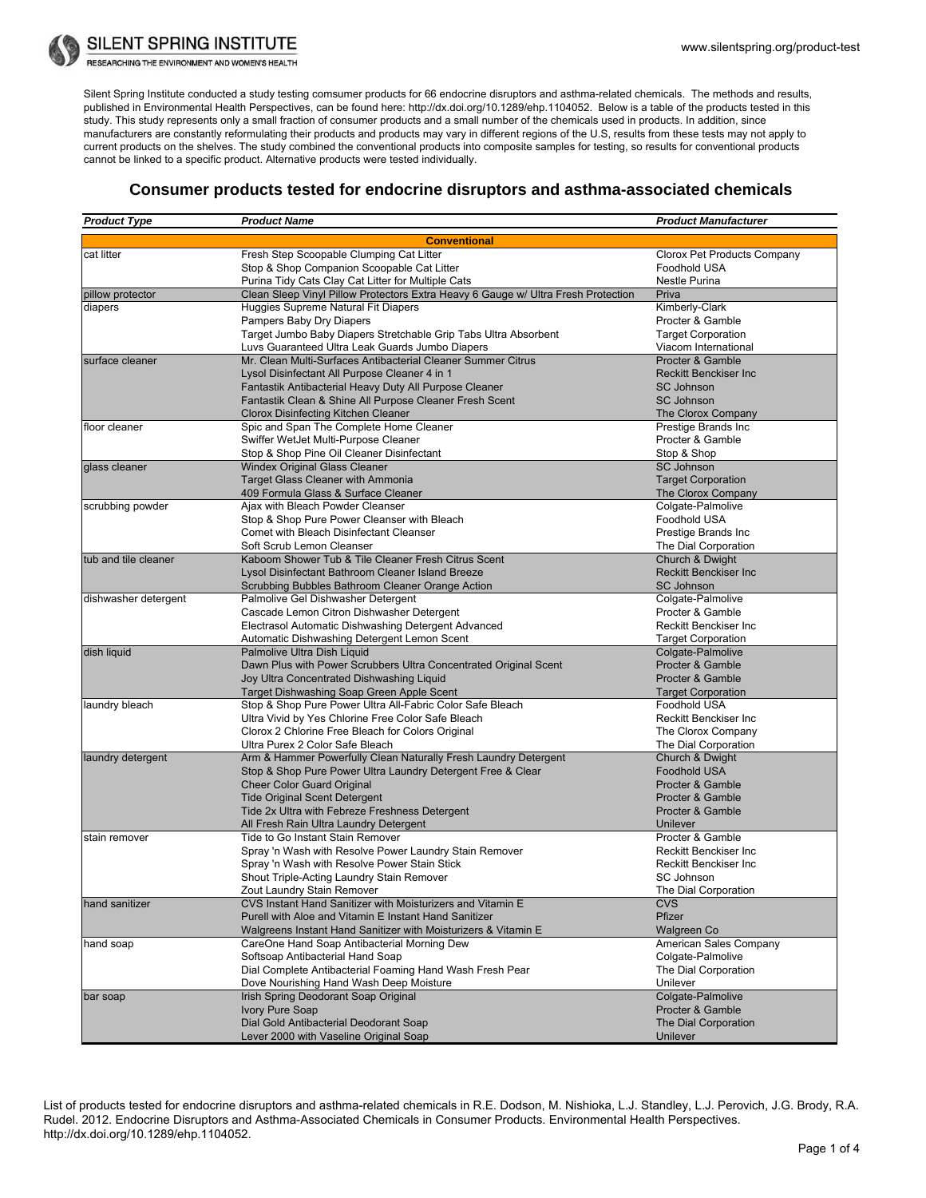Silent Spring Institute conducted a study testing comsumer products for 66 endocrine disruptors and asthma-related chemicals. The methods and results, published in Environmental Health Perspectives, can be found here: http://dx.doi.org/10.1289/ehp.1104052. Below is a table of the products tested in this study. This study represents only a small fraction of consumer products and a small number of the chemicals used in products. In addition, since manufacturers are constantly reformulating their products and products may vary in different regions of the U.S, results from these tests may not apply to current products on the shelves. The study combined the conventional products into composite samples for testing, so results for conventional products cannot be linked to a specific product. Alternative products were tested individually.

## Consumer products tested for endocrine disruptors and asthma-associated chemicals

| *Product Type* | *Product Name* | *Product Manufacturer* |
|---|---|---|
| | **Conventional** | |
| cat litter | Fresh Step Scoopable Clumping Cat Litter | Clorox Pet Products Company |
| | Stop & Shop Companion Scoopable Cat Litter | Foodhold USA |
| | Purina Tidy Cats Clay Cat Litter for Multiple Cats | Nestle Purina |
| pillow protector | Clean Sleep Vinyl Pillow Protectors Extra Heavy 6 Gauge w/ Ultra Fresh Protection | Priva |
| diapers | Huggies Supreme Natural Fit Diapers | Kimberly-Clark |
| | Pampers Baby Dry Diapers | Procter & Gamble |
| | Target Jumbo Baby Diapers Stretchable Grip Tabs Ultra Absorbent | Target Corporation |
| | Luvs Guaranteed Ultra Leak Guards Jumbo Diapers | Viacom International |
| surface cleaner | Mr. Clean Multi-Surfaces Antibacterial Cleaner Summer Citrus | Procter & Gamble |
| | Lysol Disinfectant All Purpose Cleaner 4 in 1 | Reckitt Benckiser Inc |
| | Fantastik Antibacterial Heavy Duty All Purpose Cleaner | SC Johnson |
| | Fantastik Clean & Shine All Purpose Cleaner Fresh Scent | SC Johnson |
| | Clorox Disinfecting Kitchen Cleaner | The Clorox Company |
| floor cleaner | Spic and Span The Complete Home Cleaner | Prestige Brands Inc |
| | Swiffer WetJet Multi-Purpose Cleaner | Procter & Gamble |
| | Stop & Shop Pine Oil Cleaner Disinfectant | Stop & Shop |
| glass cleaner | Windex Original Glass Cleaner | SC Johnson |
| | Target Glass Cleaner with Ammonia | Target Corporation |
| | 409 Formula Glass & Surface Cleaner | The Clorox Company |
| scrubbing powder | Ajax with Bleach Powder Cleanser | Colgate-Palmolive |
| | Stop & Shop Pure Power Cleanser with Bleach | Foodhold USA |
| | Comet with Bleach Disinfectant Cleanser | Prestige Brands Inc |
| | Soft Scrub Lemon Cleanser | The Dial Corporation |
| tub and tile cleaner | Kaboom Shower Tub & Tile Cleaner Fresh Citrus Scent | Church & Dwight |
| | Lysol Disinfectant Bathroom Cleaner Island Breeze | Reckitt Benckiser Inc |
| | Scrubbing Bubbles Bathroom Cleaner Orange Action | SC Johnson |
| dishwasher detergent | Palmolive Gel Dishwasher Detergent | Colgate-Palmolive |
| | Cascade Lemon Citron Dishwasher Detergent | Procter & Gamble |
| | Electrasol Automatic Dishwashing Detergent Advanced | Reckitt Benckiser Inc |
| | Automatic Dishwashing Detergent Lemon Scent | Target Corporation |
| dish liquid | Palmolive Ultra Dish Liquid | Colgate-Palmolive |
| | Dawn Plus with Power Scrubbers Ultra Concentrated Original Scent | Procter & Gamble |
| | Joy Ultra Concentrated Dishwashing Liquid | Procter & Gamble |
| | Target Dishwashing Soap Green Apple Scent | Target Corporation |
| laundry bleach | Stop & Shop Pure Power Ultra All-Fabric Color Safe Bleach | Foodhold USA |
| | Ultra Vivid by Yes Chlorine Free Color Safe Bleach | Reckitt Benckiser Inc |
| | Clorox 2 Chlorine Free Bleach for Colors Original | The Clorox Company |
| | Ultra Purex 2 Color Safe Bleach | The Dial Corporation |
| laundry detergent | Arm & Hammer Powerfully Clean Naturally Fresh Laundry Detergent | Church & Dwight |
| | Stop & Shop Pure Power Ultra Laundry Detergent Free & Clear | Foodhold USA |
| | Cheer Color Guard Original | Procter & Gamble |
| | Tide Original Scent Detergent | Procter & Gamble |
| | Tide 2x Ultra with Febreze Freshness Detergent | Procter & Gamble |
| | All Fresh Rain Ultra Laundry Detergent | Unilever |
| stain remover | Tide to Go Instant Stain Remover | Procter & Gamble |
| | Spray 'n Wash with Resolve Power Laundry Stain Remover | Reckitt Benckiser Inc |
| | Spray 'n Wash with Resolve Power Stain Stick | Reckitt Benckiser Inc |
| | Shout Triple-Acting Laundry Stain Remover | SC Johnson |
| | Zout Laundry Stain Remover | The Dial Corporation |
| hand sanitizer | CVS Instant Hand Sanitizer with Moisturizers and Vitamin E | CVS |
| | Purell with Aloe and Vitamin E Instant Hand Sanitizer | Pfizer |
| | Walgreens Instant Hand Sanitizer with Moisturizers & Vitamin E | Walgreen Co |
| hand soap | CareOne Hand Soap Antibacterial Morning Dew | American Sales Company |
| | Softsoap Antibacterial Hand Soap | Colgate-Palmolive |
| | Dial Complete Antibacterial Foaming Hand Wash Fresh Pear | The Dial Corporation |
| | Dove Nourishing Hand Wash Deep Moisture | Unilever |
| bar soap | Irish Spring Deodorant Soap Original | Colgate-Palmolive |
| | Ivory Pure Soap | Procter & Gamble |
| | Dial Gold Antibacterial Deodorant Soap | The Dial Corporation |
| | Lever 2000 with Vaseline Original Soap | Unilever |

List of products tested for endocrine disruptors and asthma-related chemicals in R.E. Dodson, M. Nishioka, L.J. Standley, L.J. Perovich, J.G. Brody, R.A. Rudel. 2012. Endocrine Disruptors and Asthma-Associated Chemicals in Consumer Products. Environmental Health Perspectives. http://dx.doi.org/10.1289/ehp.1104052.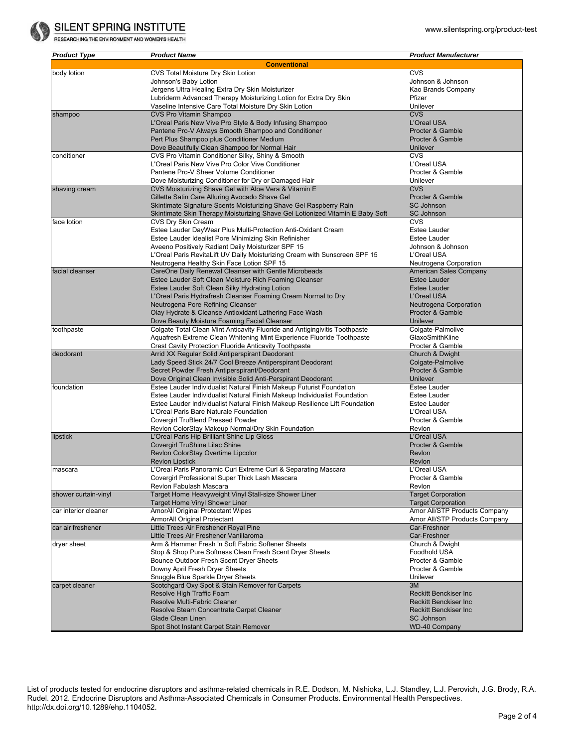| Product Type | Product Name | Product Manufacturer |
|---|---|---|
| **Conventional** | | |
| body lotion | CVS Total Moisture Dry Skin Lotion | CVS |
| | Johnson's Baby Lotion | Johnson & Johnson |
| | Jergens Ultra Healing Extra Dry Skin Moisturizer | Kao Brands Company |
| | Lubriderm Advanced Therapy Moisturizing Lotion for Extra Dry Skin | Pfizer |
| | Vaseline Intensive Care Total Moisture Dry Skin Lotion | Unilever |
| shampoo | CVS Pro Vitamin Shampoo | CVS |
| | L'Oreal Paris New Vive Pro Style & Body Infusing Shampoo | L'Oreal USA |
| | Pantene Pro-V Always Smooth Shampoo and Conditioner | Procter & Gamble |
| | Pert Plus Shampoo plus Conditioner Medium | Procter & Gamble |
| | Dove Beautifully Clean Shampoo for Normal Hair | Unilever |
| conditioner | CVS Pro Vitamin Conditioner Silky, Shiny & Smooth | CVS |
| | L'Oreal Paris New Vive Pro Color Vive Conditioner | L'Oreal USA |
| | Pantene Pro-V Sheer Volume Conditioner | Procter & Gamble |
| | Dove Moisturizing Conditioner for Dry or Damaged Hair | Unilever |
| shaving cream | CVS Moisturizing Shave Gel with Aloe Vera & Vitamin E | CVS |
| | Gillette Satin Care Alluring Avocado Shave Gel | Procter & Gamble |
| | Skintimate Signature Scents Moisturizing Shave Gel Raspberry Rain | SC Johnson |
| | Skintimate Skin Therapy Moisturizing Shave Gel Lotionized Vitamin E Baby Soft | SC Johnson |
| face lotion | CVS Dry Skin Cream | CVS |
| | Estee Lauder DayWear Plus Multi-Protection Anti-Oxidant Cream | Estee Lauder |
| | Estee Lauder Idealist Pore Minimizing Skin Refinisher | Estee Lauder |
| | Aveeno Positively Radiant Daily Moisturizer SPF 15 | Johnson & Johnson |
| | L'Oreal Paris RevitaLift UV Daily Moisturizing Cream with Sunscreen SPF 15 | L'Oreal USA |
| | Neutrogena Healthy Skin Face Lotion SPF 15 | Neutrogena Corporation |
| facial cleanser | CareOne Daily Renewal Cleanser with Gentle Microbeads | American Sales Company |
| | Estee Lauder Soft Clean Moisture Rich Foaming Cleanser | Estee Lauder |
| | Estee Lauder Soft Clean Silky Hydrating Lotion | Estee Lauder |
| | L'Oreal Paris Hydrafresh Cleanser Foaming Cream Normal to Dry | L'Oreal USA |
| | Neutrogena Pore Refining Cleanser | Neutrogena Corporation |
| | Olay Hydrate & Cleanse Antioxidant Lathering Face Wash | Procter & Gamble |
| | Dove Beauty Moisture Foaming Facial Cleanser | Unilever |
| toothpaste | Colgate Total Clean Mint Anticavity Fluoride and Antigingivitis Toothpaste | Colgate-Palmolive |
| | Aquafresh Extreme Clean Whitening Mint Experience Fluoride Toothpaste | GlaxoSmithKline |
| | Crest Cavity Protection Fluoride Anticavity Toothpaste | Procter & Gamble |
| deodorant | Arrid XX Regular Solid Antiperspirant Deodorant | Church & Dwight |
| | Lady Speed Stick 24/7 Cool Breeze Antiperspirant Deodorant | Colgate-Palmolive |
| | Secret Powder Fresh Antiperspirant/Deodorant | Procter & Gamble |
| | Dove Original Clean Invisible Solid Anti-Perspirant Deodorant | Unilever |
| foundation | Estee Lauder Individualist Natural Finish Makeup Futurist Foundation | Estee Lauder |
| | Estee Lauder Individualist Natural Finish Makeup Individualist Foundation | Estee Lauder |
| | Estee Lauder Individualist Natural Finish Makeup Resilience Lift Foundation | Estee Lauder |
| | L'Oreal Paris Bare Naturale Foundation | L'Oreal USA |
| | Covergirl TruBlend Pressed Powder | Procter & Gamble |
| | Revlon ColorStay Makeup Normal/Dry Skin Foundation | Revlon |
| lipstick | L'Oreal Paris Hip Brilliant Shine Lip Gloss | L'Oreal USA |
| | Covergirl TruShine Lilac Shine | Procter & Gamble |
| | Revlon ColorStay Overtime Lipcolor | Revlon |
| | Revlon Lipstick | Revlon |
| mascara | L'Oreal Paris Panoramic Curl Extreme Curl & Separating Mascara | L'Oreal USA |
| | Covergirl Professional Super Thick Lash Mascara | Procter & Gamble |
| | Revlon Fabulash Mascara | Revlon |
| shower curtain-vinyl | Target Home Heavyweight Vinyl Stall-size Shower Liner | Target Corporation |
| | Target Home Vinyl Shower Liner | Target Corporation |
| car interior cleaner | AmorAll Original Protectant Wipes | Amor All/STP Products Company |
| | ArmorAll Original Protectant | Amor All/STP Products Company |
| car air freshener | Little Trees Air Freshener Royal Pine | Car-Freshner |
| | Little Trees Air Freshener Vanillaroma | Car-Freshner |
| dryer sheet | Arm & Hammer Fresh 'n Soft Fabric Softener Sheets | Church & Dwight |
| | Stop & Shop Pure Softness Clean Fresh Scent Dryer Sheets | Foodhold USA |
| | Bounce Outdoor Fresh Scent Dryer Sheets | Procter & Gamble |
| | Downy April Fresh Dryer Sheets | Procter & Gamble |
| | Snuggle Blue Sparkle Dryer Sheets | Unilever |
| carpet cleaner | Scotchgard Oxy Spot & Stain Remover for Carpets | 3M |
| | Resolve High Traffic Foam | Reckitt Benckiser Inc |
| | Resolve Multi-Fabric Cleaner | Reckitt Benckiser Inc |
| | Resolve Steam Concentrate Carpet Cleaner | Reckitt Benckiser Inc |
| | Glade Clean Linen | SC Johnson |
| | Spot Shot Instant Carpet Stain Remover | WD-40 Company |

List of products tested for endocrine disruptors and asthma-related chemicals in R.E. Dodson, M. Nishioka, L.J. Standley, L.J. Perovich, J.G. Brody, R.A. Rudel. 2012. Endocrine Disruptors and Asthma-Associated Chemicals in Consumer Products. Environmental Health Perspectives. http://dx.doi.org/10.1289/ehp.1104052.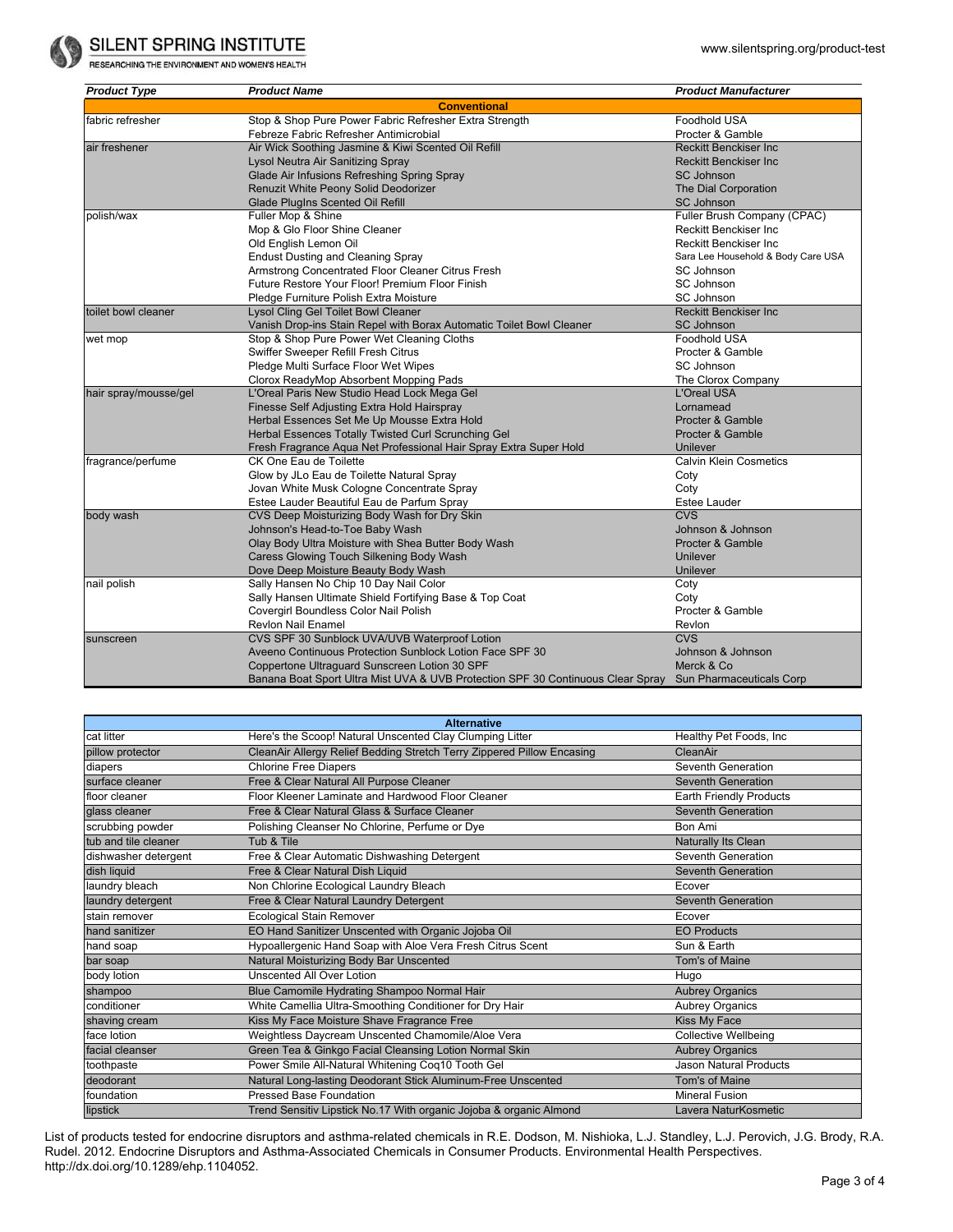| Product Type | Product Name | Product Manufacturer |
|---|---|---|
| **Conventional** | | |
| fabric refresher | Stop & Shop Pure Power Fabric Refresher Extra Strength | Foodhold USA |
| | Febreze Fabric Refresher Antimicrobial | Procter & Gamble |
| air freshener | Air Wick Soothing Jasmine & Kiwi Scented Oil Refill | Reckitt Benckiser Inc |
| | Lysol Neutra Air Sanitizing Spray | Reckitt Benckiser Inc |
| | Glade Air Infusions Refreshing Spring Spray | SC Johnson |
| | Renuzit White Peony Solid Deodorizer | The Dial Corporation |
| | Glade PlugIns Scented Oil Refill | SC Johnson |
| polish/wax | Fuller Mop & Shine | Fuller Brush Company (CPAC) |
| | Mop & Glo Floor Shine Cleaner | Reckitt Benckiser Inc |
| | Old English Lemon Oil | Reckitt Benckiser Inc |
| | Endust Dusting and Cleaning Spray | Sara Lee Household & Body Care USA |
| | Armstrong Concentrated Floor Cleaner Citrus Fresh | SC Johnson |
| | Future Restore Your Floor! Premium Floor Finish | SC Johnson |
| | Pledge Furniture Polish Extra Moisture | SC Johnson |
| toilet bowl cleaner | Lysol Cling Gel Toilet Bowl Cleaner | Reckitt Benckiser Inc |
| | Vanish Drop-ins Stain Repel with Borax Automatic Toilet Bowl Cleaner | SC Johnson |
| wet mop | Stop & Shop Pure Power Wet Cleaning Cloths | Foodhold USA |
| | Swiffer Sweeper Refill Fresh Citrus | Procter & Gamble |
| | Pledge Multi Surface Floor Wet Wipes | SC Johnson |
| | Clorox ReadyMop Absorbent Mopping Pads | The Clorox Company |
| hair spray/mousse/gel | L'Oreal Paris New Studio Head Lock Mega Gel | L'Oreal USA |
| | Finesse Self Adjusting Extra Hold Hairspray | Lornamead |
| | Herbal Essences Set Me Up Mousse Extra Hold | Procter & Gamble |
| | Herbal Essences Totally Twisted Curl Scrunching Gel | Procter & Gamble |
| | Fresh Fragrance Aqua Net Professional Hair Spray Extra Super Hold | Unilever |
| fragrance/perfume | CK One Eau de Toilette | Calvin Klein Cosmetics |
| | Glow by JLo Eau de Toilette Natural Spray | Coty |
| | Jovan White Musk Cologne Concentrate Spray | Coty |
| | Estee Lauder Beautiful Eau de Parfum Spray | Estee Lauder |
| body wash | CVS Deep Moisturizing Body Wash for Dry Skin | CVS |
| | Johnson's Head-to-Toe Baby Wash | Johnson & Johnson |
| | Olay Body Ultra Moisture with Shea Butter Body Wash | Procter & Gamble |
| | Caress Glowing Touch Silkening Body Wash | Unilever |
| | Dove Deep Moisture Beauty Body Wash | Unilever |
| nail polish | Sally Hansen No Chip 10 Day Nail Color | Coty |
| | Sally Hansen Ultimate Shield Fortifying Base & Top Coat | Coty |
| | Covergirl Boundless Color Nail Polish | Procter & Gamble |
| | Revlon Nail Enamel | Revlon |
| sunscreen | CVS SPF 30 Sunblock UVA/UVB Waterproof Lotion | CVS |
| | Aveeno Continuous Protection Sunblock Lotion Face SPF 30 | Johnson & Johnson |
| | Coppertone Ultraguard Sunscreen Lotion 30 SPF | Merck & Co |
| | Banana Boat Sport Ultra Mist UVA & UVB Protection SPF 30 Continuous Clear Spray | Sun Pharmaceuticals Corp |

| | **Alternative** | |
|---|---|---|
| cat litter | Here's the Scoop! Natural Unscented Clay Clumping Litter | Healthy Pet Foods, Inc |
| pillow protector | CleanAir Allergy Relief Bedding Stretch Terry Zippered Pillow Encasing | CleanAir |
| diapers | Chlorine Free Diapers | Seventh Generation |
| surface cleaner | Free & Clear Natural All Purpose Cleaner | Seventh Generation |
| floor cleaner | Floor Kleener Laminate and Hardwood Floor Cleaner | Earth Friendly Products |
| glass cleaner | Free & Clear Natural Glass & Surface Cleaner | Seventh Generation |
| scrubbing powder | Polishing Cleanser No Chlorine, Perfume or Dye | Bon Ami |
| tub and tile cleaner | Tub & Tile | Naturally Its Clean |
| dishwasher detergent | Free & Clear Automatic Dishwashing Detergent | Seventh Generation |
| dish liquid | Free & Clear Natural Dish Liquid | Seventh Generation |
| laundry bleach | Non Chlorine Ecological Laundry Bleach | Ecover |
| laundry detergent | Free & Clear Natural Laundry Detergent | Seventh Generation |
| stain remover | Ecological Stain Remover | Ecover |
| hand sanitizer | EO Hand Sanitizer Unscented with Organic Jojoba Oil | EO Products |
| hand soap | Hypoallergenic Hand Soap with Aloe Vera Fresh Citrus Scent | Sun & Earth |
| bar soap | Natural Moisturizing Body Bar Unscented | Tom's of Maine |
| body lotion | Unscented All Over Lotion | Hugo |
| shampoo | Blue Camomile Hydrating Shampoo Normal Hair | Aubrey Organics |
| conditioner | White Camellia Ultra-Smoothing Conditioner for Dry Hair | Aubrey Organics |
| shaving cream | Kiss My Face Moisture Shave Fragrance Free | Kiss My Face |
| face lotion | Weightless Daycream Unscented Chamomile/Aloe Vera | Collective Wellbeing |
| facial cleanser | Green Tea & Ginkgo Facial Cleansing Lotion Normal Skin | Aubrey Organics |
| toothpaste | Power Smile All-Natural Whitening Coq10 Tooth Gel | Jason Natural Products |
| deodorant | Natural Long-lasting Deodorant Stick Aluminum-Free Unscented | Tom's of Maine |
| foundation | Pressed Base Foundation | Mineral Fusion |
| lipstick | Trend Sensitiv Lipstick No.17 With organic Jojoba & organic Almond | Lavera NaturKosmetic |

List of products tested for endocrine disruptors and asthma-related chemicals in R.E. Dodson, M. Nishioka, L.J. Standley, L.J. Perovich, J.G. Brody, R.A. Rudel. 2012. Endocrine Disruptors and Asthma-Associated Chemicals in Consumer Products. Environmental Health Perspectives. http://dx.doi.org/10.1289/ehp.1104052.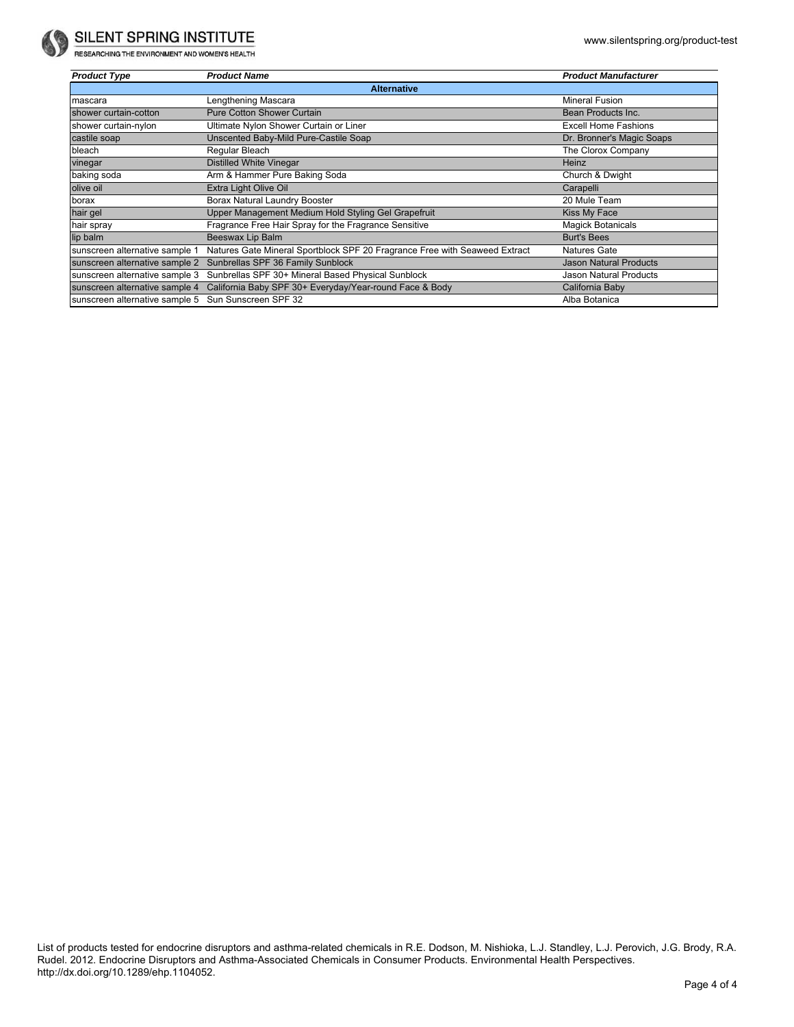| *Product Type* | *Product Name* | *Product Manufacturer* |
|---|---|---|
| | **Alternative** | |
| mascara | Lengthening Mascara | Mineral Fusion |
| shower curtain-cotton | Pure Cotton Shower Curtain | Bean Products Inc. |
| shower curtain-nylon | Ultimate Nylon Shower Curtain or Liner | Excell Home Fashions |
| castile soap | Unscented Baby-Mild Pure-Castile Soap | Dr. Bronner's Magic Soaps |
| bleach | Regular Bleach | The Clorox Company |
| vinegar | Distilled White Vinegar | Heinz |
| baking soda | Arm & Hammer Pure Baking Soda | Church & Dwight |
| olive oil | Extra Light Olive Oil | Carapelli |
| borax | Borax Natural Laundry Booster | 20 Mule Team |
| hair gel | Upper Management Medium Hold Styling Gel Grapefruit | Kiss My Face |
| hair spray | Fragrance Free Hair Spray for the Fragrance Sensitive | Magick Botanicals |
| lip balm | Beeswax Lip Balm | Burt's Bees |
| sunscreen alternative sample 1 | Natures Gate Mineral Sportblock SPF 20 Fragrance Free with Seaweed Extract | Natures Gate |
| sunscreen alternative sample 2 | Sunbrellas SPF 36 Family Sunblock | Jason Natural Products |
| sunscreen alternative sample 3 | Sunbrellas SPF 30+ Mineral Based Physical Sunblock | Jason Natural Products |
| sunscreen alternative sample 4 | California Baby SPF 30+ Everyday/Year-round Face & Body | California Baby |
| sunscreen alternative sample 5 | Sun Sunscreen SPF 32 | Alba Botanica |

List of products tested for endocrine disruptors and asthma-related chemicals in R.E. Dodson, M. Nishioka, L.J. Standley, L.J. Perovich, J.G. Brody, R.A. Rudel. 2012. Endocrine Disruptors and Asthma-Associated Chemicals in Consumer Products. Environmental Health Perspectives. http://dx.doi.org/10.1289/ehp.1104052.